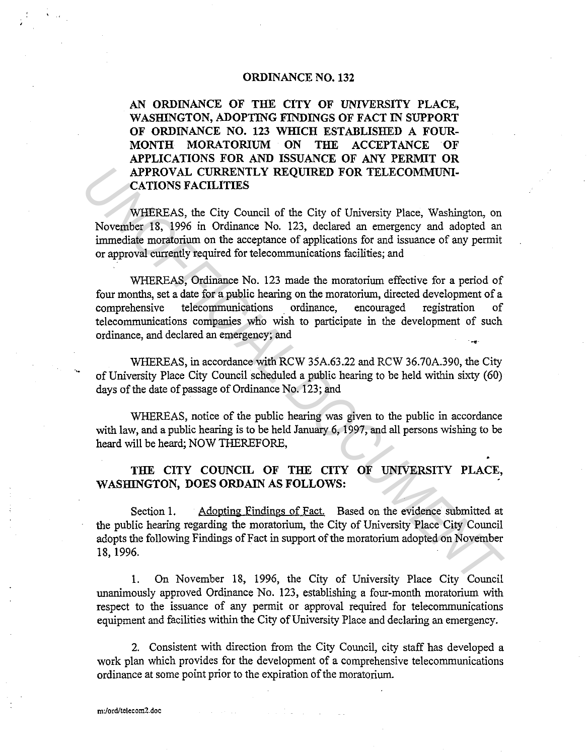# ORDINANCE NO. 132

**AN ORDINANCE OF THE CITY OF UNIVERSITY PLACE, WASHINGTON, ADOPTING FINDINGS OF FACT IN SUPPORT OF ORDINANCE NO. 123 WHICH ESTABLISHED A FOUR-MONTH MORATORIUM ON THE ACCEPTANCE OF APPLICATIONS FOR AND ISSUANCE OF ANY PERMIT OR APPROVAL CURRENTLY REQUIRED FOR TELECOMMUNICATIONS FACILITIES**

WHEREAS, the City Council of the City of University Place, Washington, on November 18, 1996 in Ordinance No. 123, declared an emergency and adopted an immediate moratorium on the acceptance of applications for and issuance of any permit or approval currently required for telecommunications facilities; and

WHEREAS, Ordinance No. 123 made the moratorium effective for a period of four months, set a date for a public hearing on the moratorium, directed development of a comprehensive telecommunications ordinance, encouraged registration of telecommunications companies who wish to participate in the development of such ordinance, and declared an emergency; and

WHEREAS, in accordance with RCW 35A.63.22 and RCW 36.70A.390, the City of University Place City Council scheduled a public hearing to be held within sixty (60) days of the date of passage of Ordinance No. 123; and

WHEREAS, notice of the public hearing was given to the public in accordance with law, and a public hearing is to be held January 6, 1997, and all persons wishing to be heard will be heard; NOW THEREFORE,

**THE CITY COUNCIL OF THE CITY OF UNIVERSITY PLACE, WASHINGTON, DOES ORDAIN AS FOLLOWS:**

Section 1. Adopting Findings of Fact. Based on the evidence submitted at the public hearing regarding the moratorium, the City of University Place City Council adopts the following Findings of Fact in support of the moratorium adopted on November 18, 1996.

1. On November 18, 1996, the City of University Place City Council unanimously approved Ordinance No. 123, establishing a four-month moratorium with respect to the issuance of any permit or approval required for telecommunications equipment and facilities within the City of University Place and declaring an emergency.

2. Consistent with direction from the City Council, city staff has developed a work plan which provides for the development of a comprehensive telecommunications ordinance at some point prior to the expiration of the moratorium.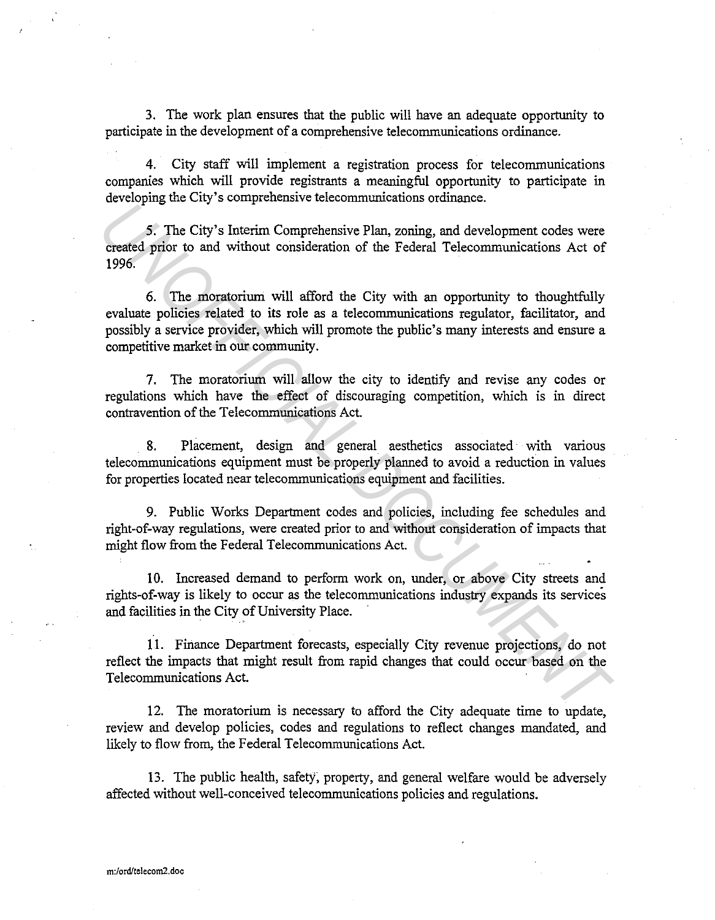3. The work plan ensures that the public will have an adequate opportunity to participate in the development of a comprehensive telecommunications ordinance.

4. City staff will implement a registration process for telecommunications companies which will provide registrants a meaningful opportunity to participate in developing the City's comprehensive telecommunications ordinance.

5. The City's Interim Comprehensive Plan, zoning, and development codes were created prior to and without consideration of the Federal Telecommunications Act of 1996.

6. The moratorium will afford the City with an opportunity to thoughtfully evaluate policies related to its role as a telecommunications regulator, facilitator, and possibly a service provider, which will promote the public's many interests and ensure a competitive market in our community.

7. The moratorium will allow the city to identify and revise any codes or regulations which have the effect of discouraging competition, which is in direct contravention of the Telecommunications Act.

8. Placement, design and general aesthetics associated with various telecommunications equipment must be properly planned to avoid a reduction in values for properties located near telecommunications equipment and facilities.

9. Public Works Department codes and policies, including fee schedules and right-of-way regulations, were created prior to and without consideration of impacts that might flow from the Federal Telecommunications Act.

10. Increased demand to perform work on, under, or above City streets and rights-of-way is likely to occur as the telecommunications industry expands its services and facilities in the City of University Place.

11. Finance Department forecasts, especially City revenue projections, do not reflect the impacts that might result from rapid changes that could occur based on the Telecommunications Act.

12. The moratorium is necessary to afford the City adequate time to update, review and develop policies, codes and regulations to reflect changes mandated, and likely to flow from, the Federal Telecommunications Act.

13. The public health, safety, property, and general welfare would be adversely affected without well-conceived telecommunications policies and regulations.

m:/ord/telecom2.doc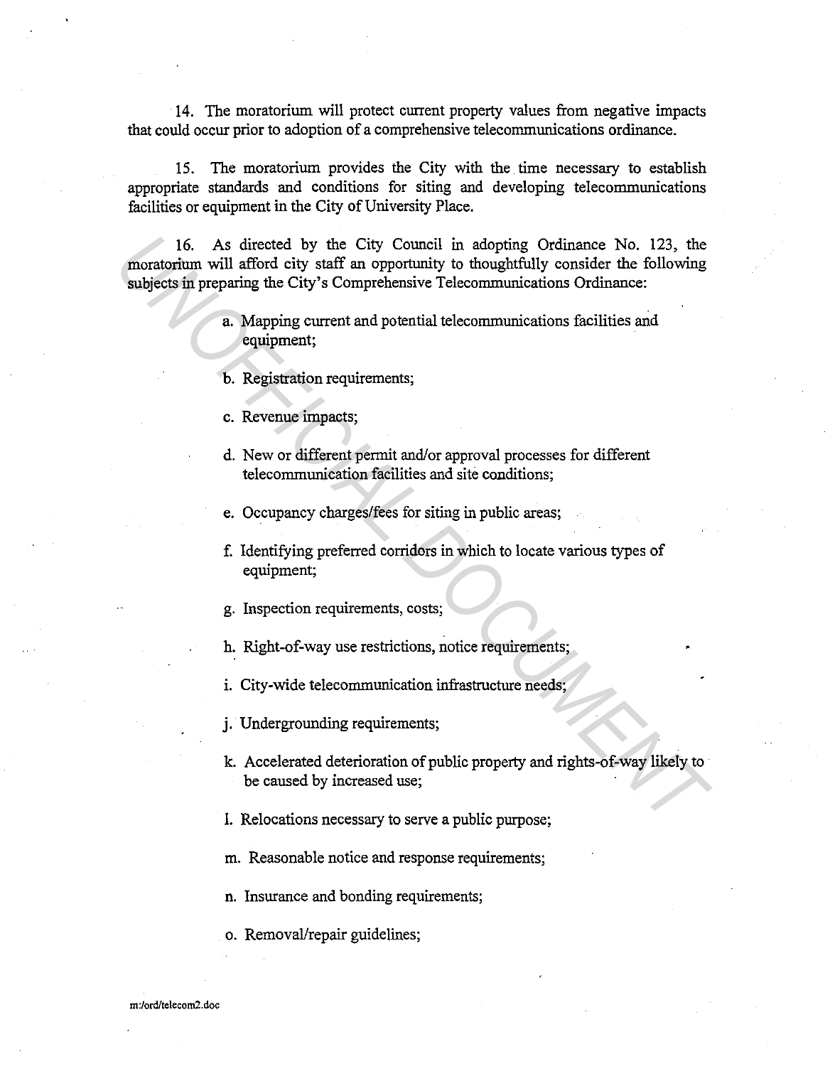14. The moratorium will protect current property values from negative impacts that could occur prior to adoption of a comprehensive telecommunications ordinance.

15. The moratorium provides the City with the time necessary to establish appropriate standards and conditions for siting and developing telecommunications facilities or equipment in the City of University Place.

16. As directed by the City Council in adopting Ordinance No. 123, the moratorium will afford city staff an opportunity to thoughtfully consider the following subjects in preparing the City's Comprehensive Telecommunications Ordinance:

a. Mapping current and potential telecommunications facilities and equipment;

b. Registration requirements;

c. Revenue impacts;

d. New or different permit and/or approval processes for different telecommunication facilities and site conditions;

e. Occupancy charges/fees for siting in public areas;

f. Identifying preferred corridors in which to locate various types of equipment;

g. Inspection requirements, costs;

h. Right-of-way use restrictions, notice requirements;

i. City-wide telecommunication infrastructure needs;

j. Undergrounding requirements;

k. Accelerated deterioration of public property and rights-of-way likely to be caused by increased use;

l. Relocations necessary to serve a public purpose;

m. Reasonable notice and response requirements;

n. Insurance and bonding requirements;

o. Removal/repair guidelines;

m:/ord/telecom2.doc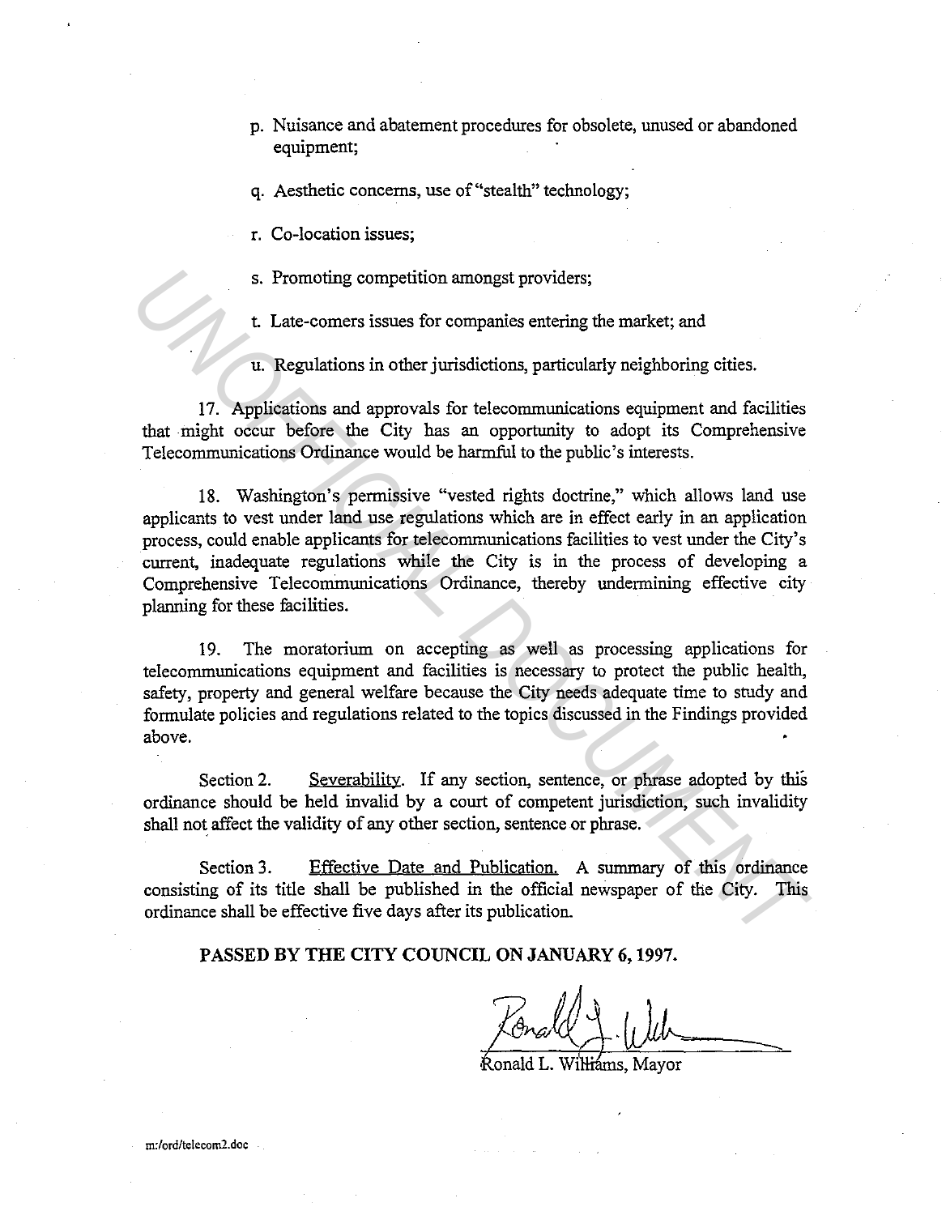p. Nuisance and abatement procedures for obsolete, unused or abandoned equipment;

q. Aesthetic concerns, use of "stealth" technology;

r. Co-location issues;

s. Promoting competition amongst providers;

t. Late-comers issues for companies entering the market; and

u. Regulations in other jurisdictions, particularly neighboring cities.

17. Applications and approvals for telecommunications equipment and facilities that might occur before the City has an opportunity to adopt its Comprehensive Telecommunications Ordinance would be harmful to the public's interests.

18. Washington's permissive "vested rights doctrine," which allows land use applicants to vest under land use regulations which are in effect early in an application process, could enable applicants for telecommunications facilities to vest under the City's current, inadequate regulations while the City is in the process of developing a Comprehensive Telecommunications Ordinance, thereby undermining effective city planning for these facilities.

19. The moratorium on accepting as well as processing applications for telecommunications equipment and facilities is necessary to protect the public health, safety, property and general welfare because the City needs adequate time to study and formulate policies and regulations related to the topics discussed in the Findings provided above.

Section 2. Severability. If any section, sentence, or phrase adopted by this ordinance should be held invalid by a court of competent jurisdiction, such invalidity shall not affect the validity of any other section, sentence or phrase.

Section 3. Effective Date and Publication. A summary of this ordinance consisting of its title shall be published in the official newspaper of the City. This ordinance shall be effective five days after its publication.

**PASSED BY THE CITY COUNCIL ON JANUARY 6, 1997.**

Ronald L. Williams, Mayor

m:/ord/telecom2.doc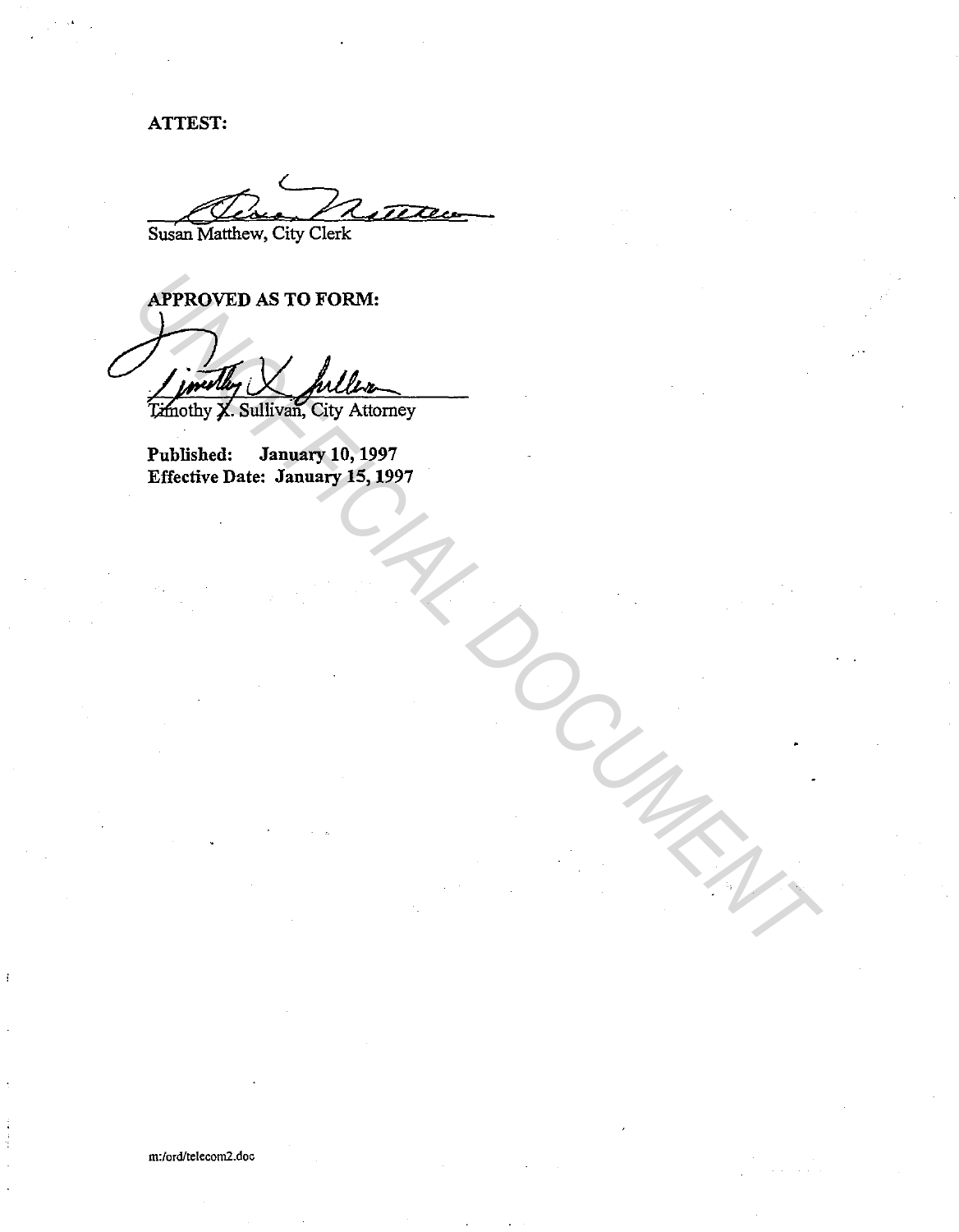**ATTEST:**

Susan Matthew, City Clerk

**APPROVED AS TO FORM:**

Timothy X. Sullivan, City Attorney

**Published: January 10, 1997**
**Effective Date: January 15, 1997**

m:/ord/telecom2.doc